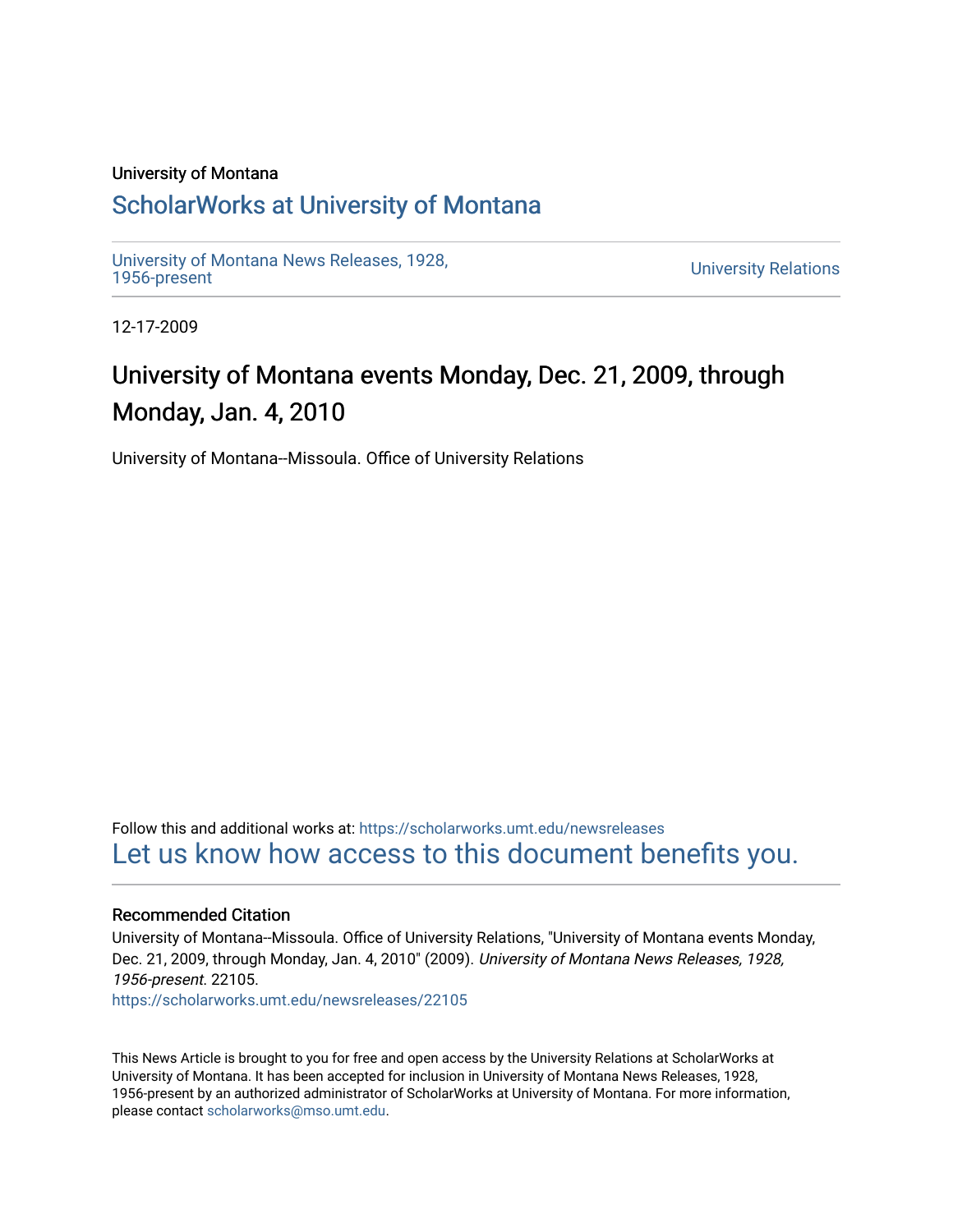University of Montana

## ScholarWorks at University of Montana

University of Montana News Releases, 1928, 1956-present

University Relations

12-17-2009

# University of Montana events Monday, Dec. 21, 2009, through Monday, Jan. 4, 2010

University of Montana--Missoula. Office of University Relations

Follow this and additional works at: https://scholarworks.umt.edu/newsreleases

Let us know how access to this document benefits you.

### Recommended Citation

University of Montana--Missoula. Office of University Relations, "University of Montana events Monday, Dec. 21, 2009, through Monday, Jan. 4, 2010" (2009). *University of Montana News Releases, 1928, 1956-present*. 22105.

https://scholarworks.umt.edu/newsreleases/22105

This News Article is brought to you for free and open access by the University Relations at ScholarWorks at University of Montana. It has been accepted for inclusion in University of Montana News Releases, 1928, 1956-present by an authorized administrator of ScholarWorks at University of Montana. For more information, please contact scholarworks@mso.umt.edu.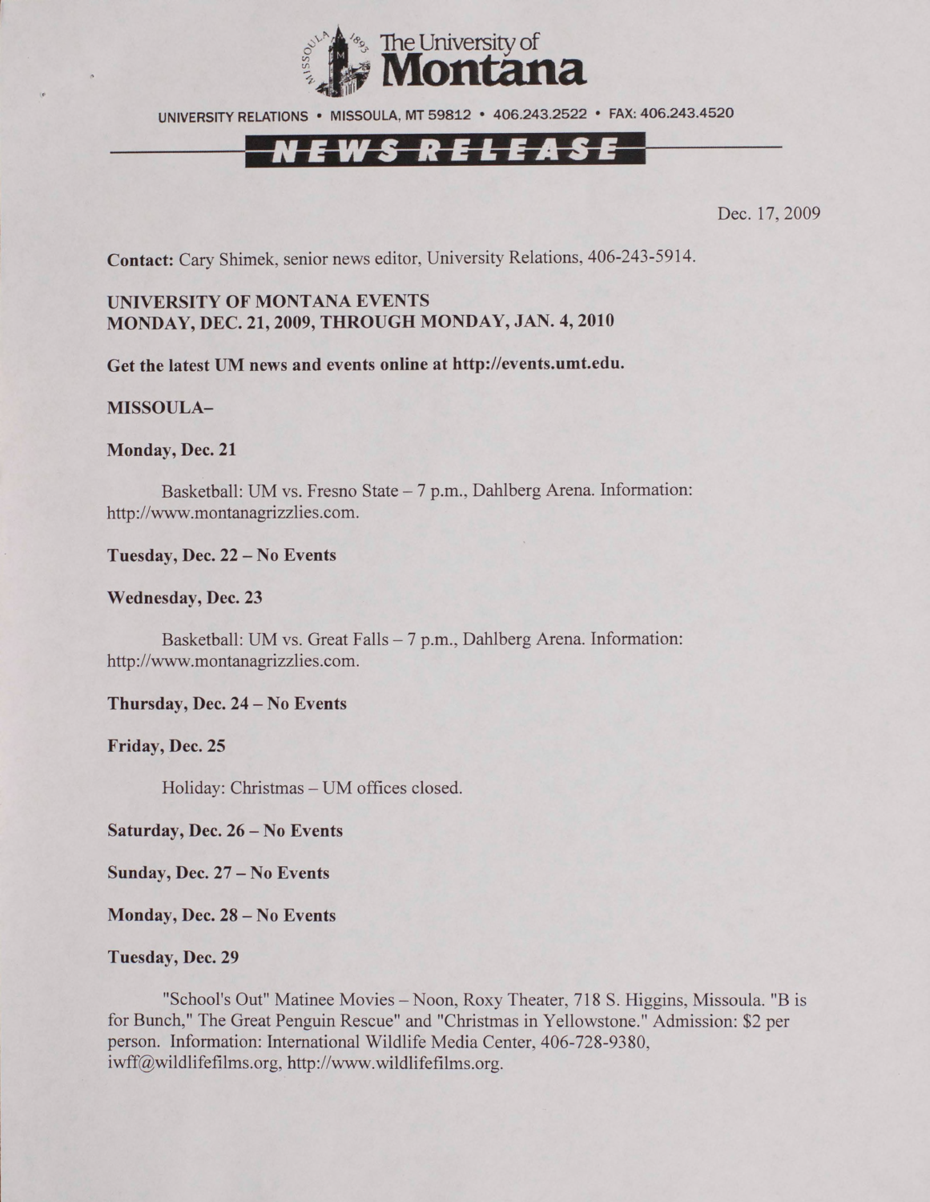# The University of Montana

UNIVERSITY RELATIONS • MISSOULA, MT 59812 • 406.243.2522 • FAX: 406.243.4520

## NEWS RELEASE

Dec. 17, 2009

**Contact:** Cary Shimek, senior news editor, University Relations, 406-243-5914.

**UNIVERSITY OF MONTANA EVENTS**
**MONDAY, DEC. 21, 2009, THROUGH MONDAY, JAN. 4, 2010**

**Get the latest UM news and events online at http://events.umt.edu.**

**MISSOULA–**

**Monday, Dec. 21**

Basketball: UM vs. Fresno State – 7 p.m., Dahlberg Arena. Information: http://www.montanagrizzlies.com.

**Tuesday, Dec. 22 – No Events**

**Wednesday, Dec. 23**

Basketball: UM vs. Great Falls – 7 p.m., Dahlberg Arena. Information: http://www.montanagrizzlies.com.

**Thursday, Dec. 24 – No Events**

**Friday, Dec. 25**

Holiday: Christmas – UM offices closed.

**Saturday, Dec. 26 – No Events**

**Sunday, Dec. 27 – No Events**

**Monday, Dec. 28 – No Events**

**Tuesday, Dec. 29**

"School's Out" Matinee Movies – Noon, Roxy Theater, 718 S. Higgins, Missoula. "B is for Bunch," The Great Penguin Rescue" and "Christmas in Yellowstone." Admission: $2 per person. Information: International Wildlife Media Center, 406-728-9380, iwff@wildlifefilms.org, http://www.wildlifefilms.org.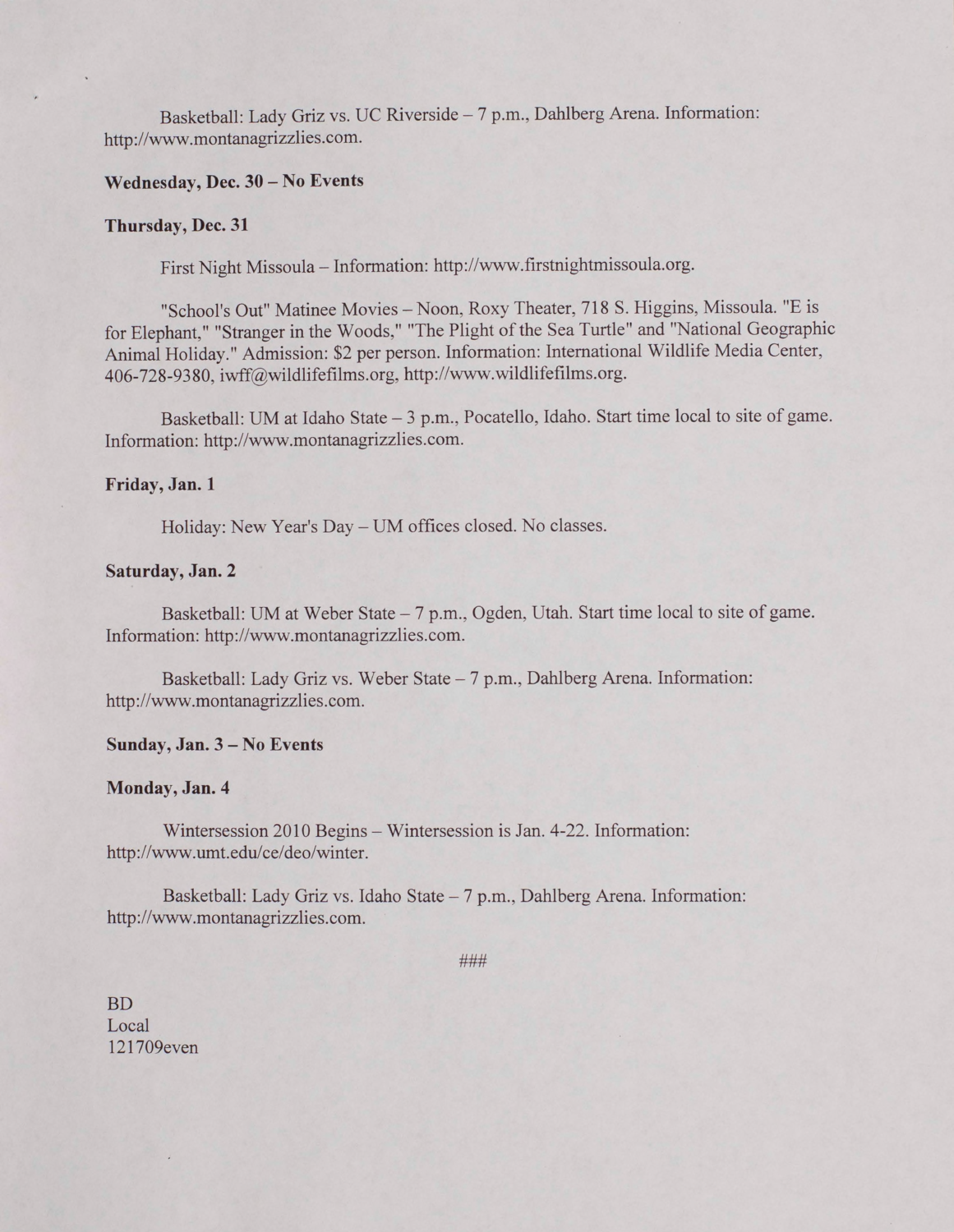Basketball: Lady Griz vs. UC Riverside – 7 p.m., Dahlberg Arena. Information: http://www.montanagrizzlies.com.

**Wednesday, Dec. 30 – No Events**

**Thursday, Dec. 31**

First Night Missoula – Information: http://www.firstnightmissoula.org.

"School's Out" Matinee Movies – Noon, Roxy Theater, 718 S. Higgins, Missoula. "E is for Elephant," "Stranger in the Woods," "The Plight of the Sea Turtle" and "National Geographic Animal Holiday." Admission: $2 per person. Information: International Wildlife Media Center, 406-728-9380, iwff@wildlifefilms.org, http://www.wildlifefilms.org.

Basketball: UM at Idaho State – 3 p.m., Pocatello, Idaho. Start time local to site of game. Information: http://www.montanagrizzlies.com.

**Friday, Jan. 1**

Holiday: New Year's Day – UM offices closed. No classes.

**Saturday, Jan. 2**

Basketball: UM at Weber State – 7 p.m., Ogden, Utah. Start time local to site of game. Information: http://www.montanagrizzlies.com.

Basketball: Lady Griz vs. Weber State – 7 p.m., Dahlberg Arena. Information: http://www.montanagrizzlies.com.

**Sunday, Jan. 3 – No Events**

**Monday, Jan. 4**

Wintersession 2010 Begins – Wintersession is Jan. 4-22. Information: http://www.umt.edu/ce/deo/winter.

Basketball: Lady Griz vs. Idaho State – 7 p.m., Dahlberg Arena. Information: http://www.montanagrizzlies.com.

###

BD
Local
121709even